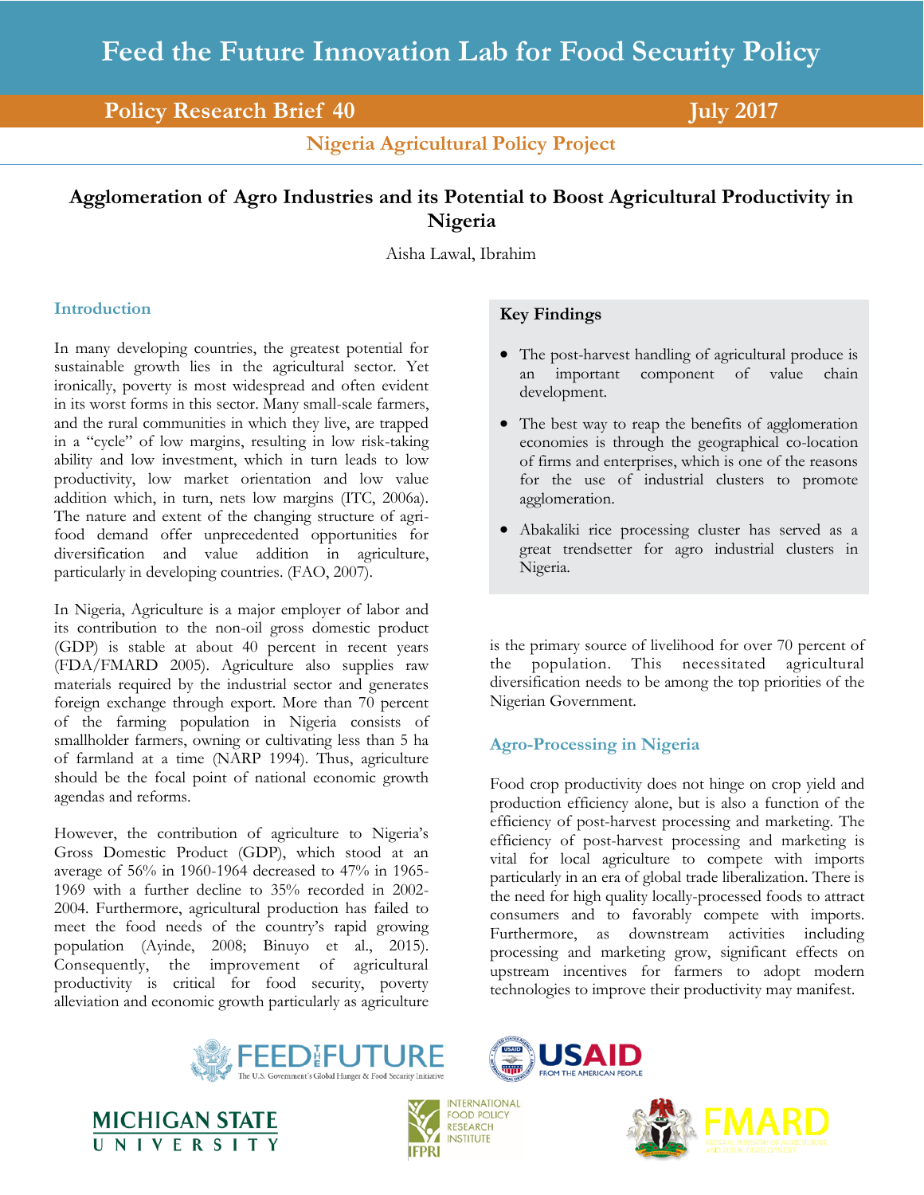# Feed the Future Innovation Lab for Food Security Policy

**Policy Research Brief 40** | **July 2017**

**Nigeria Agricultural Policy Project**

## Agglomeration of Agro Industries and its Potential to Boost Agricultural Productivity in Nigeria

Aisha Lawal, Ibrahim

### Key Findings

- The post-harvest handling of agricultural produce is an important component of value chain development.
- The best way to reap the benefits of agglomeration economies is through the geographical co-location of firms and enterprises, which is one of the reasons for the use of industrial clusters to promote agglomeration.
- Abakaliki rice processing cluster has served as a great trendsetter for agro industrial clusters in Nigeria.

### Introduction

In many developing countries, the greatest potential for sustainable growth lies in the agricultural sector. Yet ironically, poverty is most widespread and often evident in its worst forms in this sector. Many small-scale farmers, and the rural communities in which they live, are trapped in a "cycle" of low margins, resulting in low risk-taking ability and low investment, which in turn leads to low productivity, low market orientation and low value addition which, in turn, nets low margins (ITC, 2006a). The nature and extent of the changing structure of agri-food demand offer unprecedented opportunities for diversification and value addition in agriculture, particularly in developing countries. (FAO, 2007).

In Nigeria, Agriculture is a major employer of labor and its contribution to the non-oil gross domestic product (GDP) is stable at about 40 percent in recent years (FDA/FMARD 2005). Agriculture also supplies raw materials required by the industrial sector and generates foreign exchange through export. More than 70 percent of the farming population in Nigeria consists of smallholder farmers, owning or cultivating less than 5 ha of farmland at a time (NARP 1994). Thus, agriculture should be the focal point of national economic growth agendas and reforms.

However, the contribution of agriculture to Nigeria's Gross Domestic Product (GDP), which stood at an average of 56% in 1960-1964 decreased to 47% in 1965-1969 with a further decline to 35% recorded in 2002-2004. Furthermore, agricultural production has failed to meet the food needs of the country's rapid growing population (Ayinde, 2008; Binuyo et al., 2015). Consequently, the improvement of agricultural productivity is critical for food security, poverty alleviation and economic growth particularly as agriculture is the primary source of livelihood for over 70 percent of the population. This necessitated agricultural diversification needs to be among the top priorities of the Nigerian Government.

### Agro-Processing in Nigeria

Food crop productivity does not hinge on crop yield and production efficiency alone, but is also a function of the efficiency of post-harvest processing and marketing. The efficiency of post-harvest processing and marketing is vital for local agriculture to compete with imports particularly in an era of global trade liberalization. There is the need for high quality locally-processed foods to attract consumers and to favorably compete with imports. Furthermore, as downstream activities including processing and marketing grow, significant effects on upstream incentives for farmers to adopt modern technologies to improve their productivity may manifest.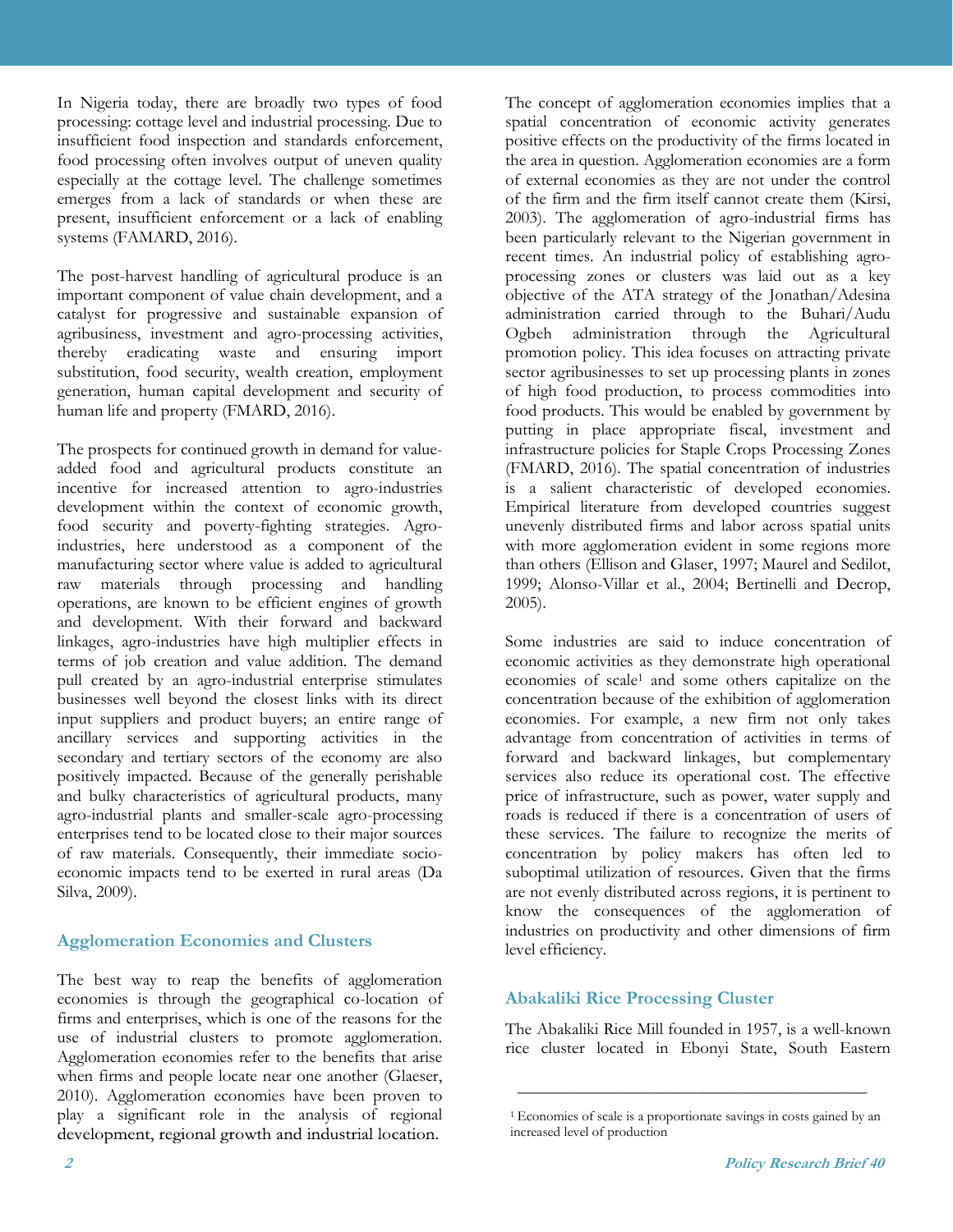In Nigeria today, there are broadly two types of food processing: cottage level and industrial processing. Due to insufficient food inspection and standards enforcement, food processing often involves output of uneven quality especially at the cottage level. The challenge sometimes emerges from a lack of standards or when these are present, insufficient enforcement or a lack of enabling systems (FAMARD, 2016).

The post-harvest handling of agricultural produce is an important component of value chain development, and a catalyst for progressive and sustainable expansion of agribusiness, investment and agro-processing activities, thereby eradicating waste and ensuring import substitution, food security, wealth creation, employment generation, human capital development and security of human life and property (FMARD, 2016).

The prospects for continued growth in demand for value-added food and agricultural products constitute an incentive for increased attention to agro-industries development within the context of economic growth, food security and poverty-fighting strategies. Agro-industries, here understood as a component of the manufacturing sector where value is added to agricultural raw materials through processing and handling operations, are known to be efficient engines of growth and development. With their forward and backward linkages, agro-industries have high multiplier effects in terms of job creation and value addition. The demand pull created by an agro-industrial enterprise stimulates businesses well beyond the closest links with its direct input suppliers and product buyers; an entire range of ancillary services and supporting activities in the secondary and tertiary sectors of the economy are also positively impacted. Because of the generally perishable and bulky characteristics of agricultural products, many agro-industrial plants and smaller-scale agro-processing enterprises tend to be located close to their major sources of raw materials. Consequently, their immediate socio-economic impacts tend to be exerted in rural areas (Da Silva, 2009).

## Agglomeration Economies and Clusters

The best way to reap the benefits of agglomeration economies is through the geographical co-location of firms and enterprises, which is one of the reasons for the use of industrial clusters to promote agglomeration. Agglomeration economies refer to the benefits that arise when firms and people locate near one another (Glaeser, 2010). Agglomeration economies have been proven to play a significant role in the analysis of regional development, regional growth and industrial location.

The concept of agglomeration economies implies that a spatial concentration of economic activity generates positive effects on the productivity of the firms located in the area in question. Agglomeration economies are a form of external economies as they are not under the control of the firm and the firm itself cannot create them (Kirsi, 2003). The agglomeration of agro-industrial firms has been particularly relevant to the Nigerian government in recent times. An industrial policy of establishing agro-processing zones or clusters was laid out as a key objective of the ATA strategy of the Jonathan/Adesina administration carried through to the Buhari/Audu Ogbeh administration through the Agricultural promotion policy. This idea focuses on attracting private sector agribusinesses to set up processing plants in zones of high food production, to process commodities into food products. This would be enabled by government by putting in place appropriate fiscal, investment and infrastructure policies for Staple Crops Processing Zones (FMARD, 2016). The spatial concentration of industries is a salient characteristic of developed economies. Empirical literature from developed countries suggest unevenly distributed firms and labor across spatial units with more agglomeration evident in some regions more than others (Ellison and Glaser, 1997; Maurel and Sedilot, 1999; Alonso-Villar et al., 2004; Bertinelli and Decrop, 2005).

Some industries are said to induce concentration of economic activities as they demonstrate high operational economies of scale[1] and some others capitalize on the concentration because of the exhibition of agglomeration economies. For example, a new firm not only takes advantage from concentration of activities in terms of forward and backward linkages, but complementary services also reduce its operational cost. The effective price of infrastructure, such as power, water supply and roads is reduced if there is a concentration of users of these services. The failure to recognize the merits of concentration by policy makers has often led to suboptimal utilization of resources. Given that the firms are not evenly distributed across regions, it is pertinent to know the consequences of the agglomeration of industries on productivity and other dimensions of firm level efficiency.

## Abakaliki Rice Processing Cluster

The Abakaliki Rice Mill founded in 1957, is a well-known rice cluster located in Ebonyi State, South Eastern

---

[1] Economies of scale is a proportionate savings in costs gained by an increased level of production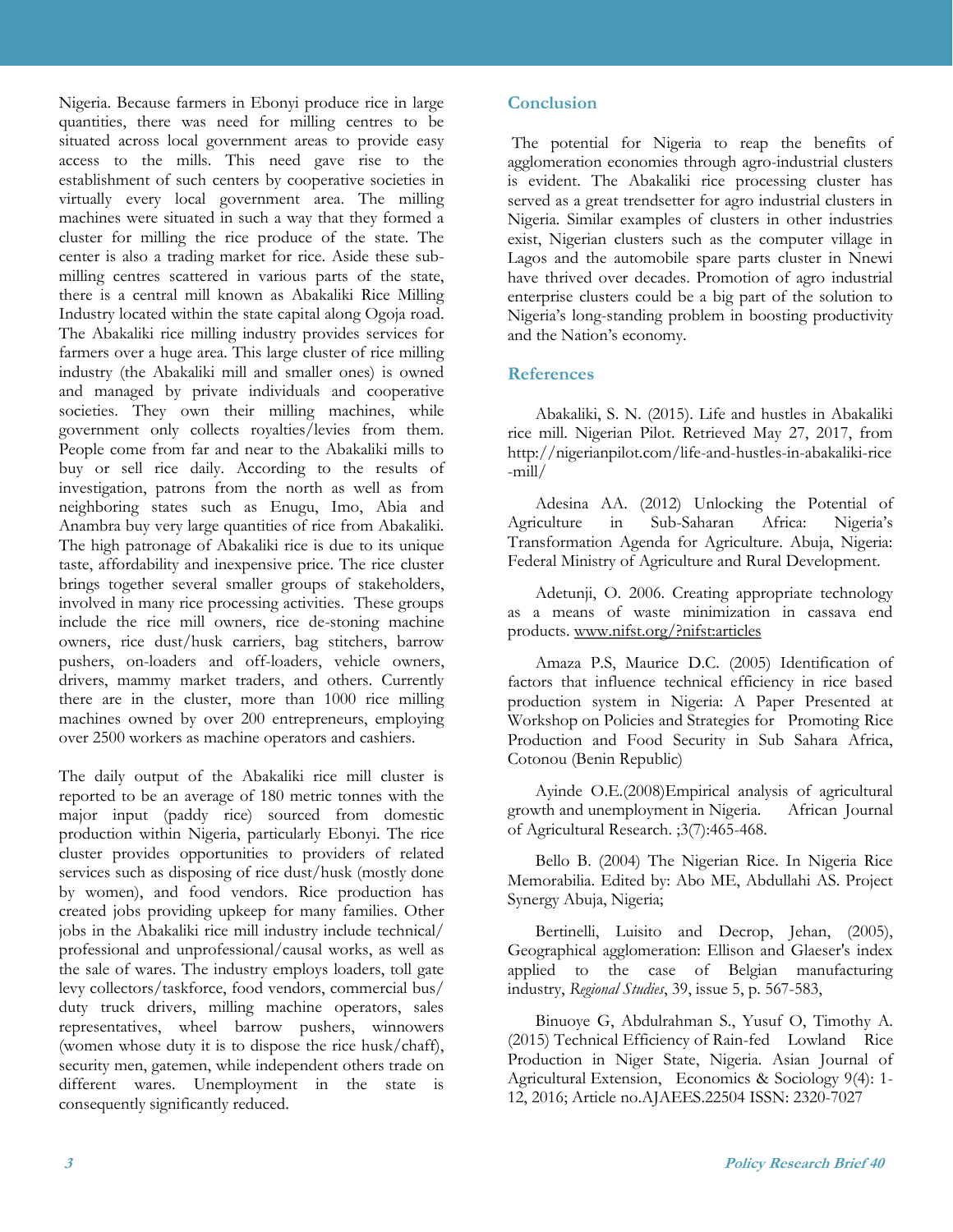Nigeria. Because farmers in Ebonyi produce rice in large quantities, there was need for milling centres to be situated across local government areas to provide easy access to the mills. This need gave rise to the establishment of such centers by cooperative societies in virtually every local government area. The milling machines were situated in such a way that they formed a cluster for milling the rice produce of the state. The center is also a trading market for rice. Aside these sub-milling centres scattered in various parts of the state, there is a central mill known as Abakaliki Rice Milling Industry located within the state capital along Ogoja road. The Abakaliki rice milling industry provides services for farmers over a huge area. This large cluster of rice milling industry (the Abakaliki mill and smaller ones) is owned and managed by private individuals and cooperative societies. They own their milling machines, while government only collects royalties/levies from them. People come from far and near to the Abakaliki mills to buy or sell rice daily. According to the results of investigation, patrons from the north as well as from neighboring states such as Enugu, Imo, Abia and Anambra buy very large quantities of rice from Abakaliki. The high patronage of Abakaliki rice is due to its unique taste, affordability and inexpensive price. The rice cluster brings together several smaller groups of stakeholders, involved in many rice processing activities. These groups include the rice mill owners, rice de-stoning machine owners, rice dust/husk carriers, bag stitchers, barrow pushers, on-loaders and off-loaders, vehicle owners, drivers, mammy market traders, and others. Currently there are in the cluster, more than 1000 rice milling machines owned by over 200 entrepreneurs, employing over 2500 workers as machine operators and cashiers.

The daily output of the Abakaliki rice mill cluster is reported to be an average of 180 metric tonnes with the major input (paddy rice) sourced from domestic production within Nigeria, particularly Ebonyi. The rice cluster provides opportunities to providers of related services such as disposing of rice dust/husk (mostly done by women), and food vendors. Rice production has created jobs providing upkeep for many families. Other jobs in the Abakaliki rice mill industry include technical/ professional and unprofessional/causal works, as well as the sale of wares. The industry employs loaders, toll gate levy collectors/taskforce, food vendors, commercial bus/ duty truck drivers, milling machine operators, sales representatives, wheel barrow pushers, winnowers (women whose duty it is to dispose the rice husk/chaff), security men, gatemen, while independent others trade on different wares. Unemployment in the state is consequently significantly reduced.

## Conclusion

The potential for Nigeria to reap the benefits of agglomeration economies through agro-industrial clusters is evident. The Abakaliki rice processing cluster has served as a great trendsetter for agro industrial clusters in Nigeria. Similar examples of clusters in other industries exist, Nigerian clusters such as the computer village in Lagos and the automobile spare parts cluster in Nnewi have thrived over decades. Promotion of agro industrial enterprise clusters could be a big part of the solution to Nigeria's long-standing problem in boosting productivity and the Nation's economy.

## References

Abakaliki, S. N. (2015). Life and hustles in Abakaliki rice mill. Nigerian Pilot. Retrieved May 27, 2017, from http://nigerianpilot.com/life-and-hustles-in-abakaliki-rice-mill/

Adesina AA. (2012) Unlocking the Potential of Agriculture in Sub-Saharan Africa: Nigeria's Transformation Agenda for Agriculture. Abuja, Nigeria: Federal Ministry of Agriculture and Rural Development.

Adetunji, O. 2006. Creating appropriate technology as a means of waste minimization in cassava end products. www.nifst.org/?nifst:articles

Amaza P.S, Maurice D.C. (2005) Identification of factors that influence technical efficiency in rice based production system in Nigeria: A Paper Presented at Workshop on Policies and Strategies for Promoting Rice Production and Food Security in Sub Sahara Africa, Cotonou (Benin Republic)

Ayinde O.E.(2008)Empirical analysis of agricultural growth and unemployment in Nigeria. African Journal of Agricultural Research. ;3(7):465-468.

Bello B. (2004) The Nigerian Rice. In Nigeria Rice Memorabilia. Edited by: Abo ME, Abdullahi AS. Project Synergy Abuja, Nigeria;

Bertinelli, Luisito and Decrop, Jehan, (2005), Geographical agglomeration: Ellison and Glaeser's index applied to the case of Belgian manufacturing industry, *Regional Studies*, 39, issue 5, p. 567-583,

Binuoye G, Abdulrahman S., Yusuf O, Timothy A. (2015) Technical Efficiency of Rain-fed Lowland Rice Production in Niger State, Nigeria. Asian Journal of Agricultural Extension, Economics & Sociology 9(4): 1-12, 2016; Article no.AJAEES.22504 ISSN: 2320-7027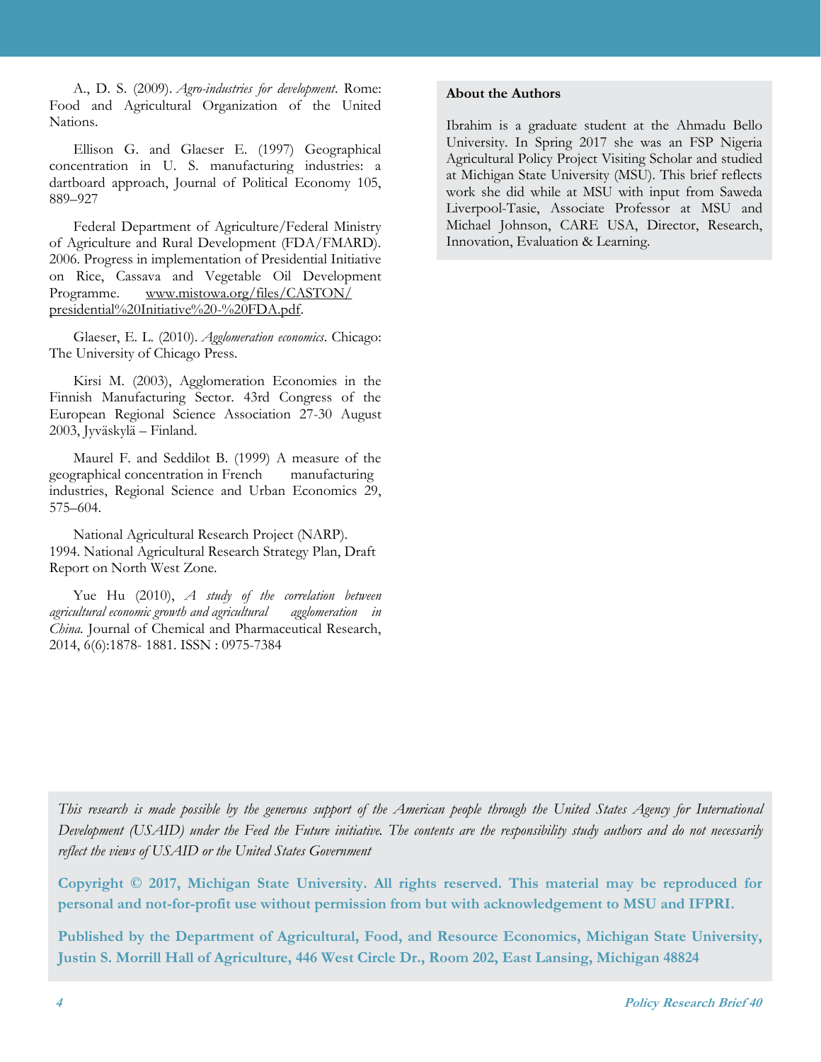A., D. S. (2009). *Agro-industries for development*. Rome: Food and Agricultural Organization of the United Nations.

Ellison G. and Glaeser E. (1997) Geographical concentration in U. S. manufacturing industries: a dartboard approach, Journal of Political Economy 105, 889–927

Federal Department of Agriculture/Federal Ministry of Agriculture and Rural Development (FDA/FMARD). 2006. Progress in implementation of Presidential Initiative on Rice, Cassava and Vegetable Oil Development Programme. www.mistowa.org/files/CASTON/presidential%20Initiative%20-%20FDA.pdf.

Glaeser, E. L. (2010). *Agglomeration economics*. Chicago: The University of Chicago Press.

Kirsi M. (2003), Agglomeration Economies in the Finnish Manufacturing Sector. 43rd Congress of the European Regional Science Association 27-30 August 2003, Jyväskylä – Finland.

Maurel F. and Seddilot B. (1999) A measure of the geographical concentration in French manufacturing industries, Regional Science and Urban Economics 29, 575–604.

National Agricultural Research Project (NARP). 1994. National Agricultural Research Strategy Plan, Draft Report on North West Zone.

Yue Hu (2010), *A study of the correlation between agricultural economic growth and agricultural agglomeration in China.* Journal of Chemical and Pharmaceutical Research, 2014, 6(6):1878- 1881. ISSN : 0975-7384

**About the Authors**

Ibrahim is a graduate student at the Ahmadu Bello University. In Spring 2017 she was an FSP Nigeria Agricultural Policy Project Visiting Scholar and studied at Michigan State University (MSU). This brief reflects work she did while at MSU with input from Saweda Liverpool-Tasie, Associate Professor at MSU and Michael Johnson, CARE USA, Director, Research, Innovation, Evaluation & Learning.

*This research is made possible by the generous support of the American people through the United States Agency for International Development (USAID) under the Feed the Future initiative. The contents are the responsibility study authors and do not necessarily reflect the views of USAID or the United States Government*

**Copyright © 2017, Michigan State University. All rights reserved. This material may be reproduced for personal and not-for-profit use without permission from but with acknowledgement to MSU and IFPRI.**

**Published by the Department of Agricultural, Food, and Resource Economics, Michigan State University, Justin S. Morrill Hall of Agriculture, 446 West Circle Dr., Room 202, East Lansing, Michigan 48824**